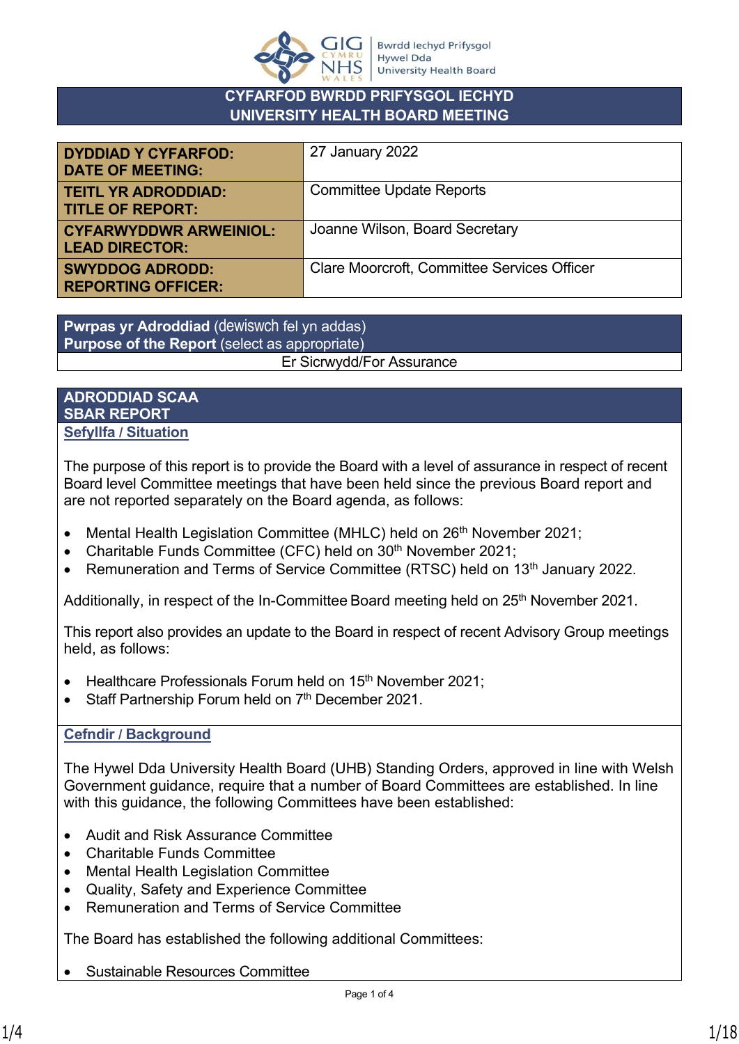# CYFARFOD BWRDD PRIFYSGOL IECHYD
# UNIVERSITY HEALTH BOARD MEETING

| | |
|---|---|
| **DYDDIAD Y CYFARFOD: DATE OF MEETING:** | 27 January 2022 |
| **TEITL YR ADRODDIAD: TITLE OF REPORT:** | Committee Update Reports |
| **CYFARWYDDWR ARWEINIOL: LEAD DIRECTOR:** | Joanne Wilson, Board Secretary |
| **SWYDDOG ADRODD: REPORTING OFFICER:** | Clare Moorcroft, Committee Services Officer |

| **Pwrpas yr Adroddiad** (dewiswch fel yn addas) **Purpose of the Report** (select as appropriate) |
|---|
| Er Sicrwydd/For Assurance |

## ADRODDIAD SCAA SBAR REPORT

### Sefyllfa / Situation

The purpose of this report is to provide the Board with a level of assurance in respect of recent Board level Committee meetings that have been held since the previous Board report and are not reported separately on the Board agenda, as follows:

- Mental Health Legislation Committee (MHLC) held on 26th November 2021;
- Charitable Funds Committee (CFC) held on 30th November 2021;
- Remuneration and Terms of Service Committee (RTSC) held on 13th January 2022.

Additionally, in respect of the In-Committee Board meeting held on 25th November 2021.

This report also provides an update to the Board in respect of recent Advisory Group meetings held, as follows:

- Healthcare Professionals Forum held on 15th November 2021;
- Staff Partnership Forum held on 7th December 2021.

### Cefndir / Background

The Hywel Dda University Health Board (UHB) Standing Orders, approved in line with Welsh Government guidance, require that a number of Board Committees are established. In line with this guidance, the following Committees have been established:

- Audit and Risk Assurance Committee
- Charitable Funds Committee
- Mental Health Legislation Committee
- Quality, Safety and Experience Committee
- Remuneration and Terms of Service Committee

The Board has established the following additional Committees:

- Sustainable Resources Committee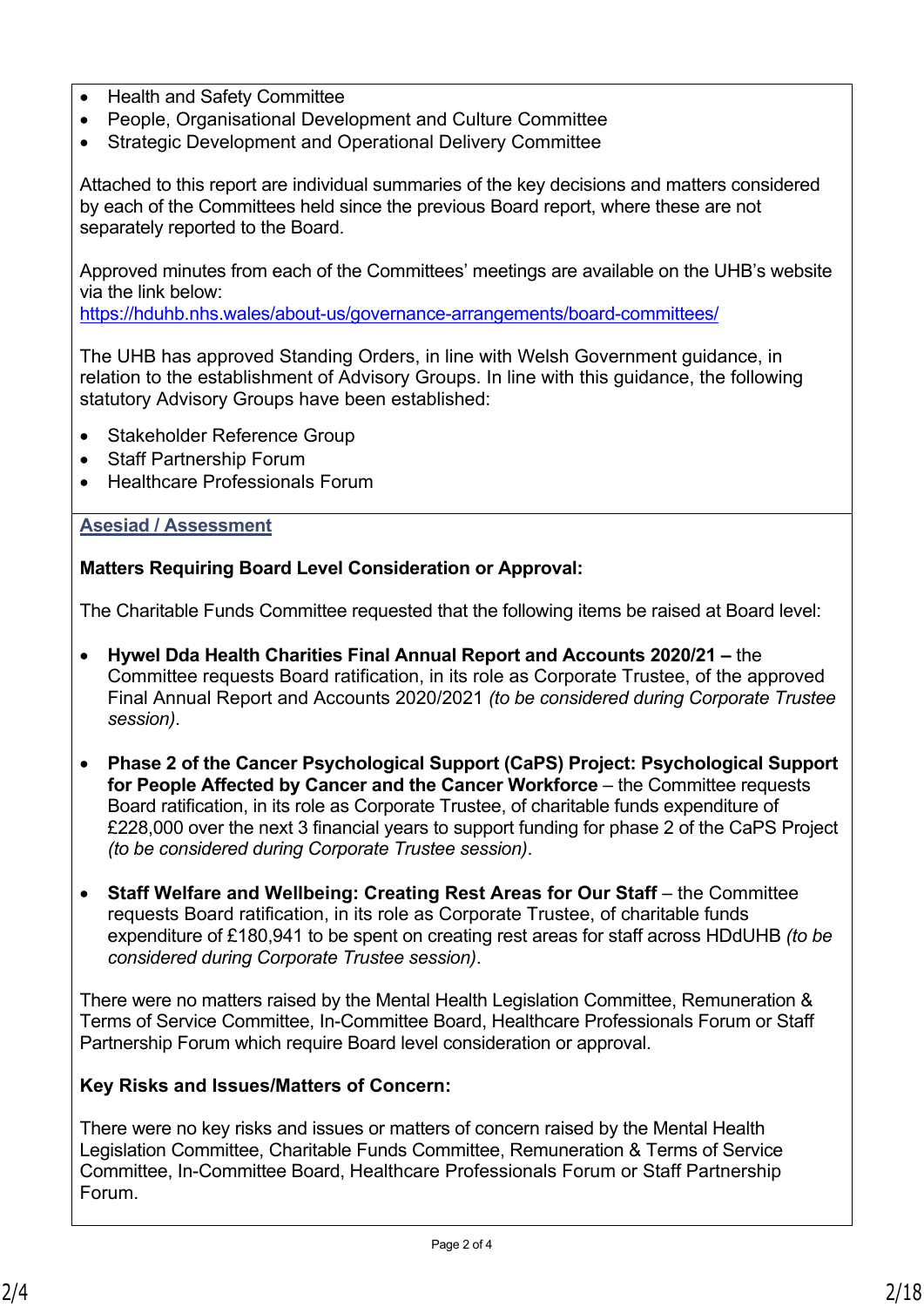- Health and Safety Committee
- People, Organisational Development and Culture Committee
- Strategic Development and Operational Delivery Committee

Attached to this report are individual summaries of the key decisions and matters considered by each of the Committees held since the previous Board report, where these are not separately reported to the Board.

Approved minutes from each of the Committees' meetings are available on the UHB's website via the link below:
https://hduhb.nhs.wales/about-us/governance-arrangements/board-committees/

The UHB has approved Standing Orders, in line with Welsh Government guidance, in relation to the establishment of Advisory Groups. In line with this guidance, the following statutory Advisory Groups have been established:

- Stakeholder Reference Group
- Staff Partnership Forum
- Healthcare Professionals Forum

## Asesiad / Assessment

**Matters Requiring Board Level Consideration or Approval:**

The Charitable Funds Committee requested that the following items be raised at Board level:

- **Hywel Dda Health Charities Final Annual Report and Accounts 2020/21 –** the Committee requests Board ratification, in its role as Corporate Trustee, of the approved Final Annual Report and Accounts 2020/2021 *(to be considered during Corporate Trustee session)*.

- **Phase 2 of the Cancer Psychological Support (CaPS) Project: Psychological Support for People Affected by Cancer and the Cancer Workforce** – the Committee requests Board ratification, in its role as Corporate Trustee, of charitable funds expenditure of £228,000 over the next 3 financial years to support funding for phase 2 of the CaPS Project *(to be considered during Corporate Trustee session)*.

- **Staff Welfare and Wellbeing: Creating Rest Areas for Our Staff** – the Committee requests Board ratification, in its role as Corporate Trustee, of charitable funds expenditure of £180,941 to be spent on creating rest areas for staff across HDdUHB *(to be considered during Corporate Trustee session)*.

There were no matters raised by the Mental Health Legislation Committee, Remuneration & Terms of Service Committee, In-Committee Board, Healthcare Professionals Forum or Staff Partnership Forum which require Board level consideration or approval.

**Key Risks and Issues/Matters of Concern:**

There were no key risks and issues or matters of concern raised by the Mental Health Legislation Committee, Charitable Funds Committee, Remuneration & Terms of Service Committee, In-Committee Board, Healthcare Professionals Forum or Staff Partnership Forum.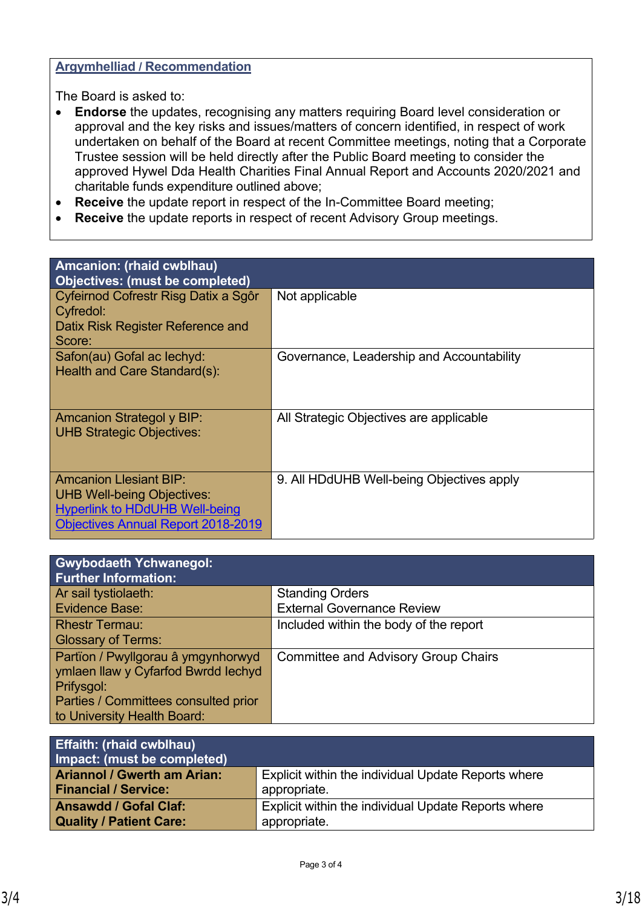**Argymhelliad / Recommendation**

The Board is asked to:

- **Endorse** the updates, recognising any matters requiring Board level consideration or approval and the key risks and issues/matters of concern identified, in respect of work undertaken on behalf of the Board at recent Committee meetings, noting that a Corporate Trustee session will be held directly after the Public Board meeting to consider the approved Hywel Dda Health Charities Final Annual Report and Accounts 2020/2021 and charitable funds expenditure outlined above;
- **Receive** the update report in respect of the In-Committee Board meeting;
- **Receive** the update reports in respect of recent Advisory Group meetings.

| Amcanion: (rhaid cwblhau)<br>Objectives: (must be completed) | |
|---|---|
| Cyfeirnod Cofrestr Risg Datix a Sgôr Cyfredol:<br>Datix Risk Register Reference and Score: | Not applicable |
| Safon(au) Gofal ac Iechyd:<br>Health and Care Standard(s): | Governance, Leadership and Accountability |
| Amcanion Strategol y BIP:<br>UHB Strategic Objectives: | All Strategic Objectives are applicable |
| Amcanion Llesiant BIP:<br>UHB Well-being Objectives:<br>[Hyperlink to HDdUHB Well-being Objectives Annual Report 2018-2019] | 9. All HDdUHB Well-being Objectives apply |

| Gwybodaeth Ychwanegol:<br>Further Information: | |
|---|---|
| Ar sail tystiolaeth:<br>Evidence Base: | Standing Orders<br>External Governance Review |
| Rhestr Termau:<br>Glossary of Terms: | Included within the body of the report |
| Partïon / Pwyllgorau â ymgynhorwyd ymlaen llaw y Cyfarfod Bwrdd Iechyd Prifysgol:<br>Parties / Committees consulted prior to University Health Board: | Committee and Advisory Group Chairs |

| Effaith: (rhaid cwblhau)<br>Impact: (must be completed) | |
|---|---|
| **Ariannol / Gwerth am Arian:<br>Financial / Service:** | Explicit within the individual Update Reports where appropriate. |
| **Ansawdd / Gofal Claf:<br>Quality / Patient Care:** | Explicit within the individual Update Reports where appropriate. |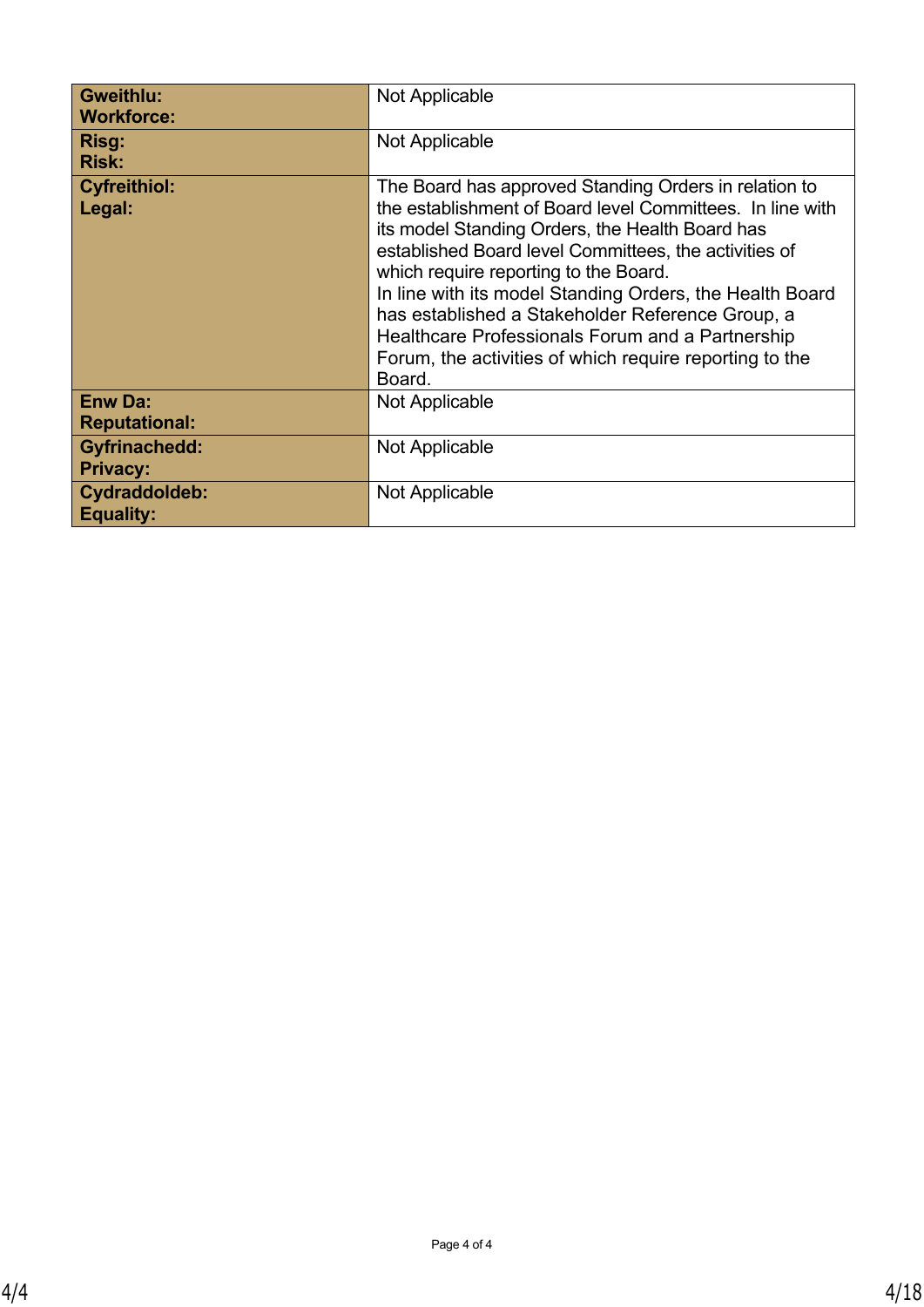| | |
|---|---|
| **Gweithlu:**<br>**Workforce:** | Not Applicable |
| **Risg:**<br>**Risk:** | Not Applicable |
| **Cyfreithiol:**<br>**Legal:** | The Board has approved Standing Orders in relation to the establishment of Board level Committees. In line with its model Standing Orders, the Health Board has established Board level Committees, the activities of which require reporting to the Board.<br>In line with its model Standing Orders, the Health Board has established a Stakeholder Reference Group, a Healthcare Professionals Forum and a Partnership Forum, the activities of which require reporting to the Board. |
| **Enw Da:**<br>**Reputational:** | Not Applicable |
| **Gyfrinachedd:**<br>**Privacy:** | Not Applicable |
| **Cydraddoldeb:**<br>**Equality:** | Not Applicable |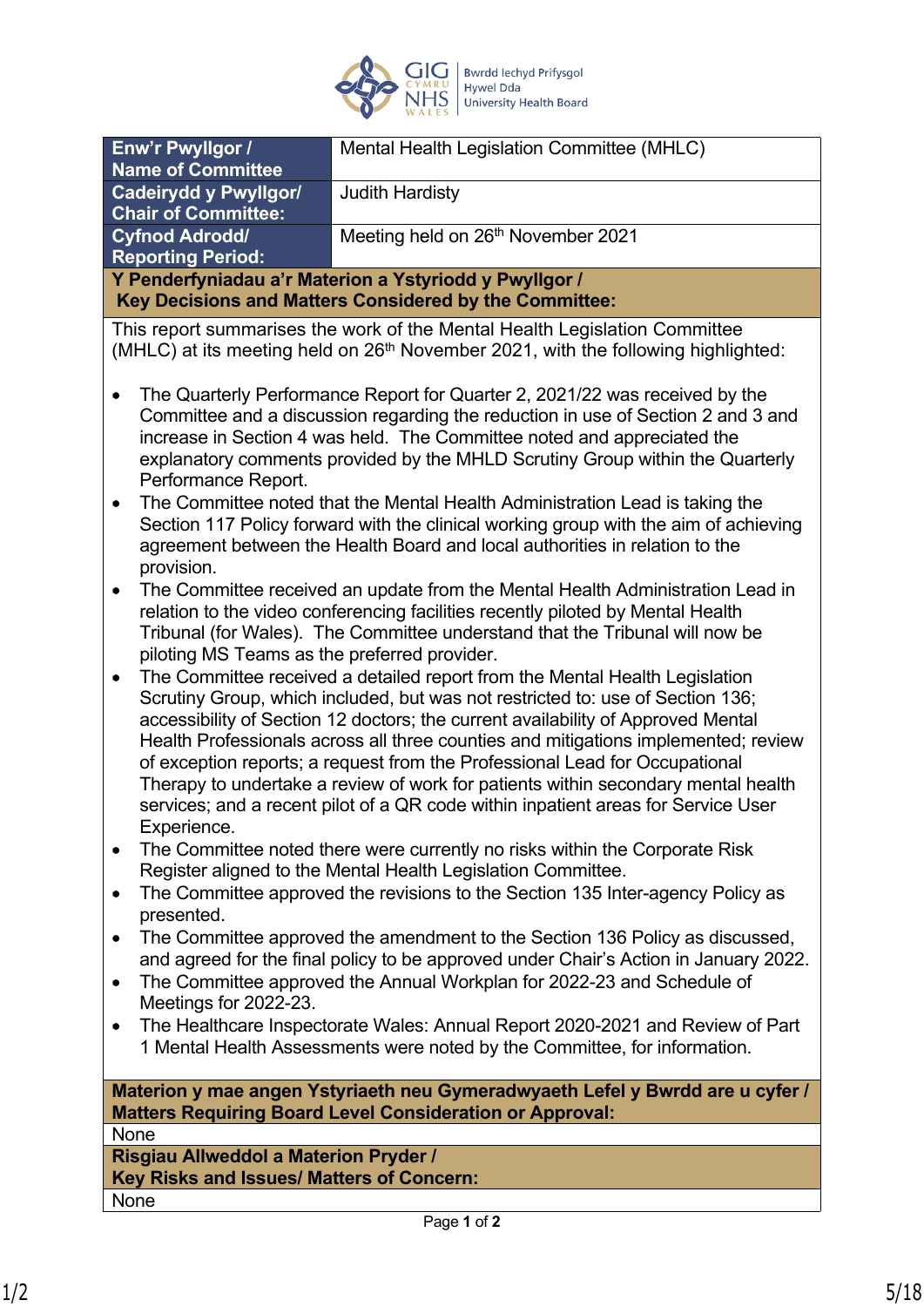| Enw'r Pwyllgor / Name of Committee | Mental Health Legislation Committee (MHLC) |
|---|---|
| Cadeirydd y Pwyllgor/ Chair of Committee: | Judith Hardisty |
| Cyfnod Adrodd/ Reporting Period: | Meeting held on 26th November 2021 |

**Y Penderfyniadau a'r Materion a Ystyriodd y Pwyllgor / Key Decisions and Matters Considered by the Committee:**

This report summarises the work of the Mental Health Legislation Committee (MHLC) at its meeting held on 26th November 2021, with the following highlighted:

- The Quarterly Performance Report for Quarter 2, 2021/22 was received by the Committee and a discussion regarding the reduction in use of Section 2 and 3 and increase in Section 4 was held. The Committee noted and appreciated the explanatory comments provided by the MHLD Scrutiny Group within the Quarterly Performance Report.
- The Committee noted that the Mental Health Administration Lead is taking the Section 117 Policy forward with the clinical working group with the aim of achieving agreement between the Health Board and local authorities in relation to the provision.
- The Committee received an update from the Mental Health Administration Lead in relation to the video conferencing facilities recently piloted by Mental Health Tribunal (for Wales). The Committee understand that the Tribunal will now be piloting MS Teams as the preferred provider.
- The Committee received a detailed report from the Mental Health Legislation Scrutiny Group, which included, but was not restricted to: use of Section 136; accessibility of Section 12 doctors; the current availability of Approved Mental Health Professionals across all three counties and mitigations implemented; review of exception reports; a request from the Professional Lead for Occupational Therapy to undertake a review of work for patients within secondary mental health services; and a recent pilot of a QR code within inpatient areas for Service User Experience.
- The Committee noted there were currently no risks within the Corporate Risk Register aligned to the Mental Health Legislation Committee.
- The Committee approved the revisions to the Section 135 Inter-agency Policy as presented.
- The Committee approved the amendment to the Section 136 Policy as discussed, and agreed for the final policy to be approved under Chair's Action in January 2022.
- The Committee approved the Annual Workplan for 2022-23 and Schedule of Meetings for 2022-23.
- The Healthcare Inspectorate Wales: Annual Report 2020-2021 and Review of Part 1 Mental Health Assessments were noted by the Committee, for information.

**Materion y mae angen Ystyriaeth neu Gymeradwyaeth Lefel y Bwrdd are u cyfer / Matters Requiring Board Level Consideration or Approval:**

None

**Risgiau Allweddol a Materion Pryder / Key Risks and Issues/ Matters of Concern:**

None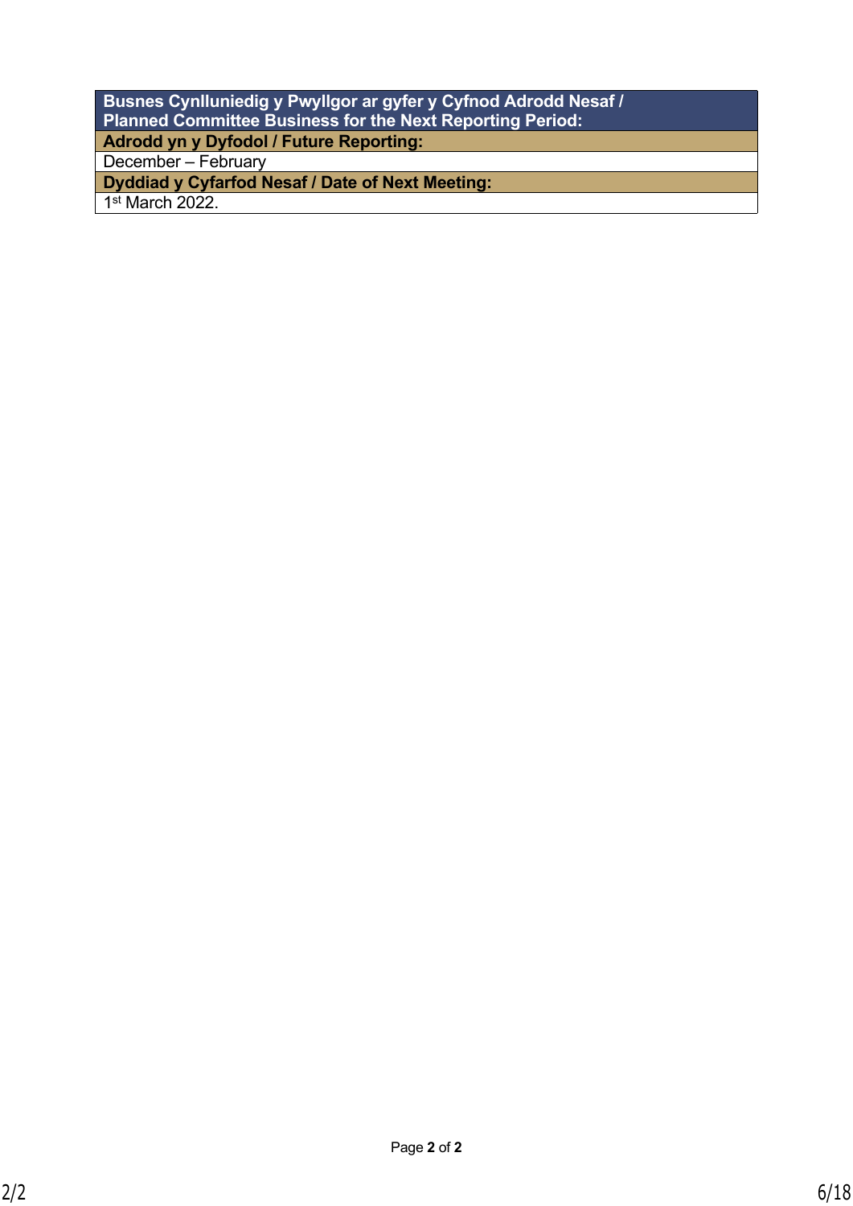| Busnes Cynlluniedig y Pwyllgor ar gyfer y Cyfnod Adrodd Nesaf / Planned Committee Business for the Next Reporting Period: |
|---|
| **Adrodd yn y Dyfodol / Future Reporting:** |
| December – February |
| **Dyddiad y Cyfarfod Nesaf / Date of Next Meeting:** |
| 1st March 2022. |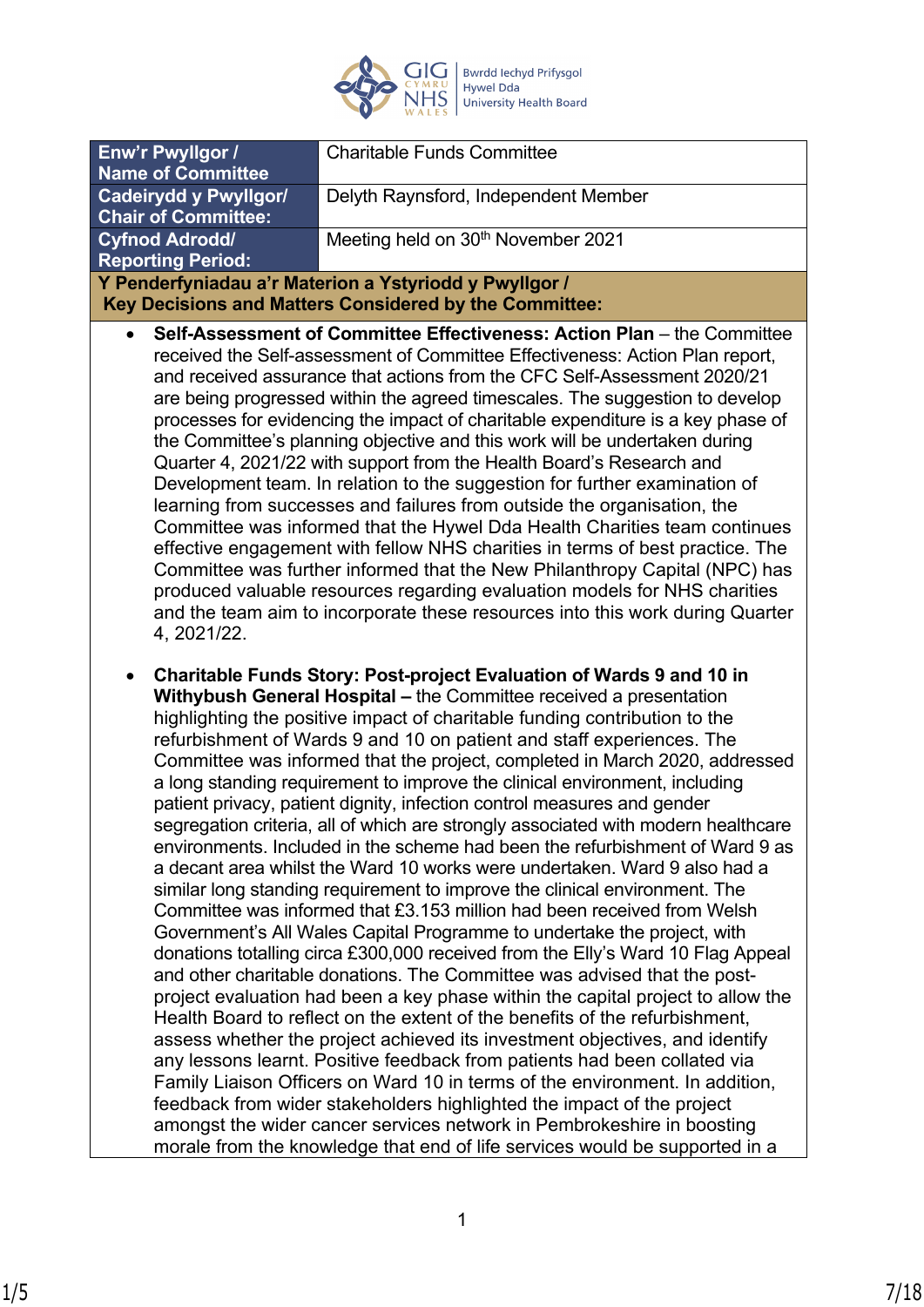| Enw'r Pwyllgor / Name of Committee | Charitable Funds Committee |
|---|---|
| Cadeirydd y Pwyllgor/ Chair of Committee: | Delyth Raynsford, Independent Member |
| Cyfnod Adrodd/ Reporting Period: | Meeting held on 30th November 2021 |

**Y Penderfyniadau a'r Materion a Ystyriodd y Pwyllgor / Key Decisions and Matters Considered by the Committee:**

- **Self-Assessment of Committee Effectiveness: Action Plan** – the Committee received the Self-assessment of Committee Effectiveness: Action Plan report, and received assurance that actions from the CFC Self-Assessment 2020/21 are being progressed within the agreed timescales. The suggestion to develop processes for evidencing the impact of charitable expenditure is a key phase of the Committee's planning objective and this work will be undertaken during Quarter 4, 2021/22 with support from the Health Board's Research and Development team. In relation to the suggestion for further examination of learning from successes and failures from outside the organisation, the Committee was informed that the Hywel Dda Health Charities team continues effective engagement with fellow NHS charities in terms of best practice. The Committee was further informed that the New Philanthropy Capital (NPC) has produced valuable resources regarding evaluation models for NHS charities and the team aim to incorporate these resources into this work during Quarter 4, 2021/22.

- **Charitable Funds Story: Post-project Evaluation of Wards 9 and 10 in Withybush General Hospital –** the Committee received a presentation highlighting the positive impact of charitable funding contribution to the refurbishment of Wards 9 and 10 on patient and staff experiences. The Committee was informed that the project, completed in March 2020, addressed a long standing requirement to improve the clinical environment, including patient privacy, patient dignity, infection control measures and gender segregation criteria, all of which are strongly associated with modern healthcare environments. Included in the scheme had been the refurbishment of Ward 9 as a decant area whilst the Ward 10 works were undertaken. Ward 9 also had a similar long standing requirement to improve the clinical environment. The Committee was informed that £3.153 million had been received from Welsh Government's All Wales Capital Programme to undertake the project, with donations totalling circa £300,000 received from the Elly's Ward 10 Flag Appeal and other charitable donations. The Committee was advised that the post-project evaluation had been a key phase within the capital project to allow the Health Board to reflect on the extent of the benefits of the refurbishment, assess whether the project achieved its investment objectives, and identify any lessons learnt. Positive feedback from patients had been collated via Family Liaison Officers on Ward 10 in terms of the environment. In addition, feedback from wider stakeholders highlighted the impact of the project amongst the wider cancer services network in Pembrokeshire in boosting morale from the knowledge that end of life services would be supported in a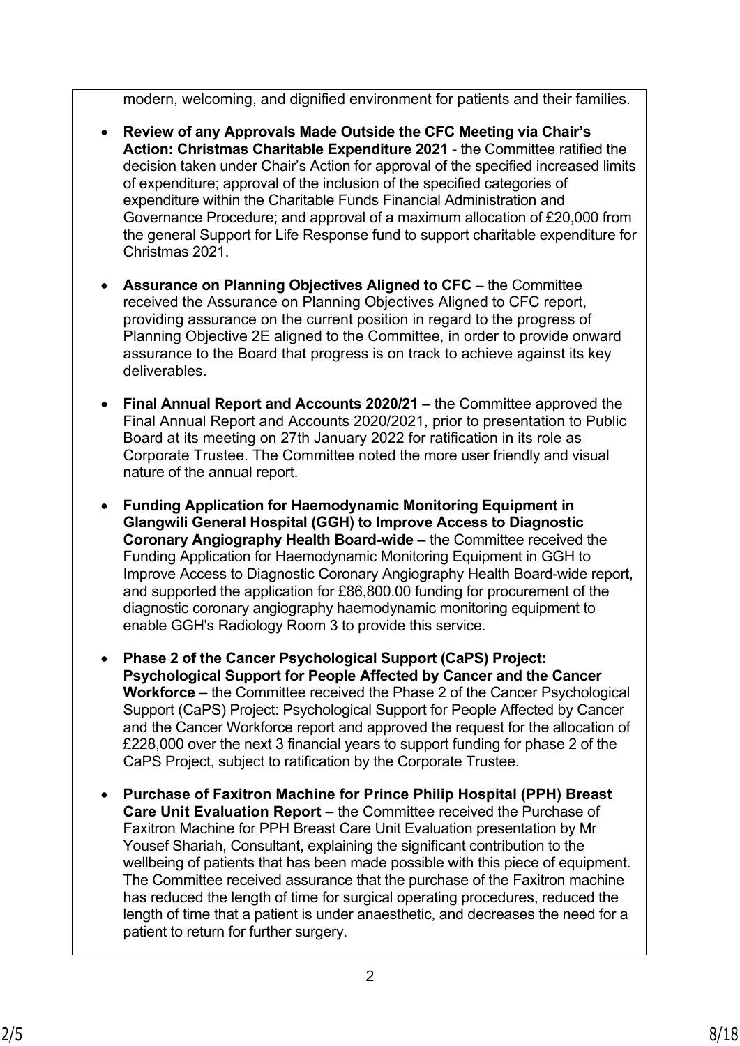modern, welcoming, and dignified environment for patients and their families.

- **Review of any Approvals Made Outside the CFC Meeting via Chair's Action: Christmas Charitable Expenditure 2021** - the Committee ratified the decision taken under Chair's Action for approval of the specified increased limits of expenditure; approval of the inclusion of the specified categories of expenditure within the Charitable Funds Financial Administration and Governance Procedure; and approval of a maximum allocation of £20,000 from the general Support for Life Response fund to support charitable expenditure for Christmas 2021.

- **Assurance on Planning Objectives Aligned to CFC** – the Committee received the Assurance on Planning Objectives Aligned to CFC report, providing assurance on the current position in regard to the progress of Planning Objective 2E aligned to the Committee, in order to provide onward assurance to the Board that progress is on track to achieve against its key deliverables.

- **Final Annual Report and Accounts 2020/21 –** the Committee approved the Final Annual Report and Accounts 2020/2021, prior to presentation to Public Board at its meeting on 27th January 2022 for ratification in its role as Corporate Trustee. The Committee noted the more user friendly and visual nature of the annual report.

- **Funding Application for Haemodynamic Monitoring Equipment in Glangwili General Hospital (GGH) to Improve Access to Diagnostic Coronary Angiography Health Board-wide –** the Committee received the Funding Application for Haemodynamic Monitoring Equipment in GGH to Improve Access to Diagnostic Coronary Angiography Health Board-wide report, and supported the application for £86,800.00 funding for procurement of the diagnostic coronary angiography haemodynamic monitoring equipment to enable GGH's Radiology Room 3 to provide this service.

- **Phase 2 of the Cancer Psychological Support (CaPS) Project: Psychological Support for People Affected by Cancer and the Cancer Workforce** – the Committee received the Phase 2 of the Cancer Psychological Support (CaPS) Project: Psychological Support for People Affected by Cancer and the Cancer Workforce report and approved the request for the allocation of £228,000 over the next 3 financial years to support funding for phase 2 of the CaPS Project, subject to ratification by the Corporate Trustee.

- **Purchase of Faxitron Machine for Prince Philip Hospital (PPH) Breast Care Unit Evaluation Report** – the Committee received the Purchase of Faxitron Machine for PPH Breast Care Unit Evaluation presentation by Mr Yousef Shariah, Consultant, explaining the significant contribution to the wellbeing of patients that has been made possible with this piece of equipment. The Committee received assurance that the purchase of the Faxitron machine has reduced the length of time for surgical operating procedures, reduced the length of time that a patient is under anaesthetic, and decreases the need for a patient to return for further surgery.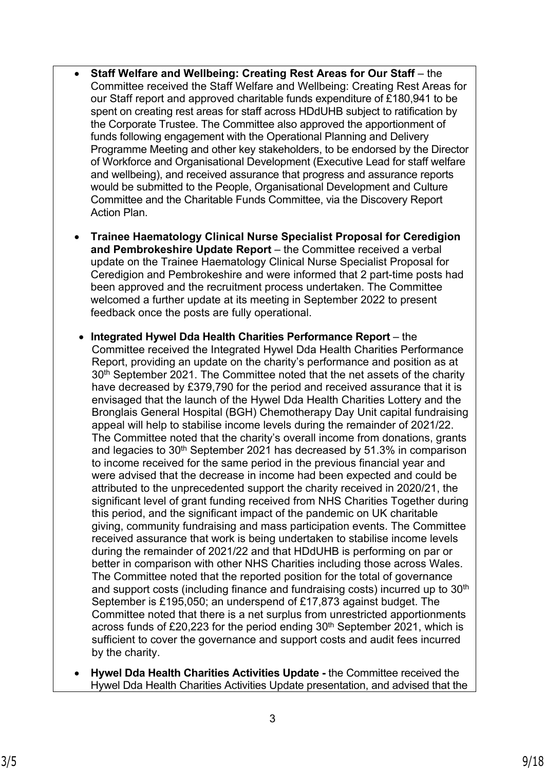- **Staff Welfare and Wellbeing: Creating Rest Areas for Our Staff** – the Committee received the Staff Welfare and Wellbeing: Creating Rest Areas for our Staff report and approved charitable funds expenditure of £180,941 to be spent on creating rest areas for staff across HDdUHB subject to ratification by the Corporate Trustee. The Committee also approved the apportionment of funds following engagement with the Operational Planning and Delivery Programme Meeting and other key stakeholders, to be endorsed by the Director of Workforce and Organisational Development (Executive Lead for staff welfare and wellbeing), and received assurance that progress and assurance reports would be submitted to the People, Organisational Development and Culture Committee and the Charitable Funds Committee, via the Discovery Report Action Plan.

- **Trainee Haematology Clinical Nurse Specialist Proposal for Ceredigion and Pembrokeshire Update Report** – the Committee received a verbal update on the Trainee Haematology Clinical Nurse Specialist Proposal for Ceredigion and Pembrokeshire and were informed that 2 part-time posts had been approved and the recruitment process undertaken. The Committee welcomed a further update at its meeting in September 2022 to present feedback once the posts are fully operational.

- **Integrated Hywel Dda Health Charities Performance Report** – the Committee received the Integrated Hywel Dda Health Charities Performance Report, providing an update on the charity's performance and position as at 30th September 2021. The Committee noted that the net assets of the charity have decreased by £379,790 for the period and received assurance that it is envisaged that the launch of the Hywel Dda Health Charities Lottery and the Bronglais General Hospital (BGH) Chemotherapy Day Unit capital fundraising appeal will help to stabilise income levels during the remainder of 2021/22. The Committee noted that the charity's overall income from donations, grants and legacies to 30th September 2021 has decreased by 51.3% in comparison to income received for the same period in the previous financial year and were advised that the decrease in income had been expected and could be attributed to the unprecedented support the charity received in 2020/21, the significant level of grant funding received from NHS Charities Together during this period, and the significant impact of the pandemic on UK charitable giving, community fundraising and mass participation events. The Committee received assurance that work is being undertaken to stabilise income levels during the remainder of 2021/22 and that HDdUHB is performing on par or better in comparison with other NHS Charities including those across Wales. The Committee noted that the reported position for the total of governance and support costs (including finance and fundraising costs) incurred up to 30th September is £195,050; an underspend of £17,873 against budget. The Committee noted that there is a net surplus from unrestricted apportionments across funds of £20,223 for the period ending 30th September 2021, which is sufficient to cover the governance and support costs and audit fees incurred by the charity.

- **Hywel Dda Health Charities Activities Update -** the Committee received the Hywel Dda Health Charities Activities Update presentation, and advised that the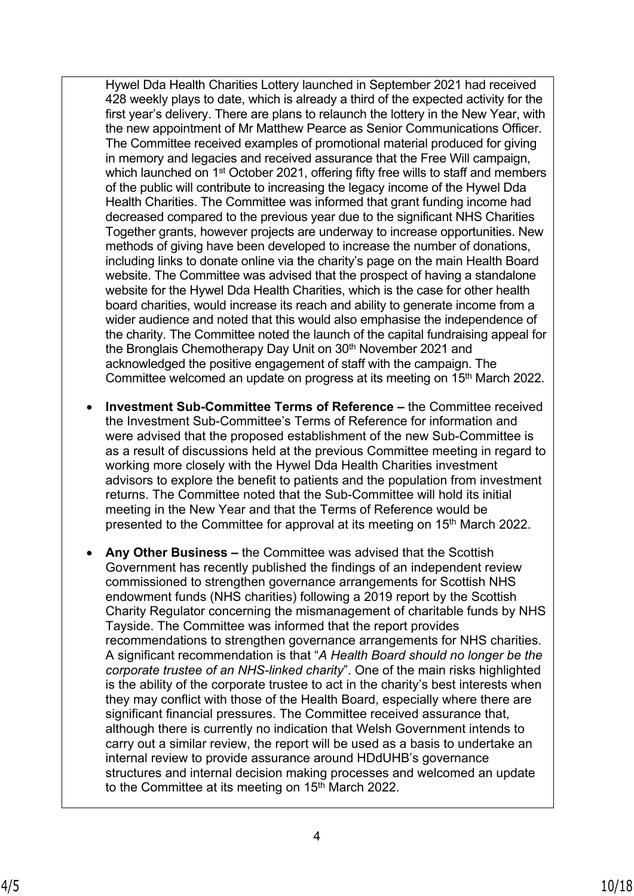Hywel Dda Health Charities Lottery launched in September 2021 had received 428 weekly plays to date, which is already a third of the expected activity for the first year's delivery. There are plans to relaunch the lottery in the New Year, with the new appointment of Mr Matthew Pearce as Senior Communications Officer. The Committee received examples of promotional material produced for giving in memory and legacies and received assurance that the Free Will campaign, which launched on 1st October 2021, offering fifty free wills to staff and members of the public will contribute to increasing the legacy income of the Hywel Dda Health Charities. The Committee was informed that grant funding income had decreased compared to the previous year due to the significant NHS Charities Together grants, however projects are underway to increase opportunities. New methods of giving have been developed to increase the number of donations, including links to donate online via the charity's page on the main Health Board website. The Committee was advised that the prospect of having a standalone website for the Hywel Dda Health Charities, which is the case for other health board charities, would increase its reach and ability to generate income from a wider audience and noted that this would also emphasise the independence of the charity. The Committee noted the launch of the capital fundraising appeal for the Bronglais Chemotherapy Day Unit on 30th November 2021 and acknowledged the positive engagement of staff with the campaign. The Committee welcomed an update on progress at its meeting on 15th March 2022.

- **Investment Sub-Committee Terms of Reference –** the Committee received the Investment Sub-Committee's Terms of Reference for information and were advised that the proposed establishment of the new Sub-Committee is as a result of discussions held at the previous Committee meeting in regard to working more closely with the Hywel Dda Health Charities investment advisors to explore the benefit to patients and the population from investment returns. The Committee noted that the Sub-Committee will hold its initial meeting in the New Year and that the Terms of Reference would be presented to the Committee for approval at its meeting on 15th March 2022.

- **Any Other Business –** the Committee was advised that the Scottish Government has recently published the findings of an independent review commissioned to strengthen governance arrangements for Scottish NHS endowment funds (NHS charities) following a 2019 report by the Scottish Charity Regulator concerning the mismanagement of charitable funds by NHS Tayside. The Committee was informed that the report provides recommendations to strengthen governance arrangements for NHS charities. A significant recommendation is that "*A Health Board should no longer be the corporate trustee of an NHS-linked charity*". One of the main risks highlighted is the ability of the corporate trustee to act in the charity's best interests when they may conflict with those of the Health Board, especially where there are significant financial pressures. The Committee received assurance that, although there is currently no indication that Welsh Government intends to carry out a similar review, the report will be used as a basis to undertake an internal review to provide assurance around HDdUHB's governance structures and internal decision making processes and welcomed an update to the Committee at its meeting on 15th March 2022.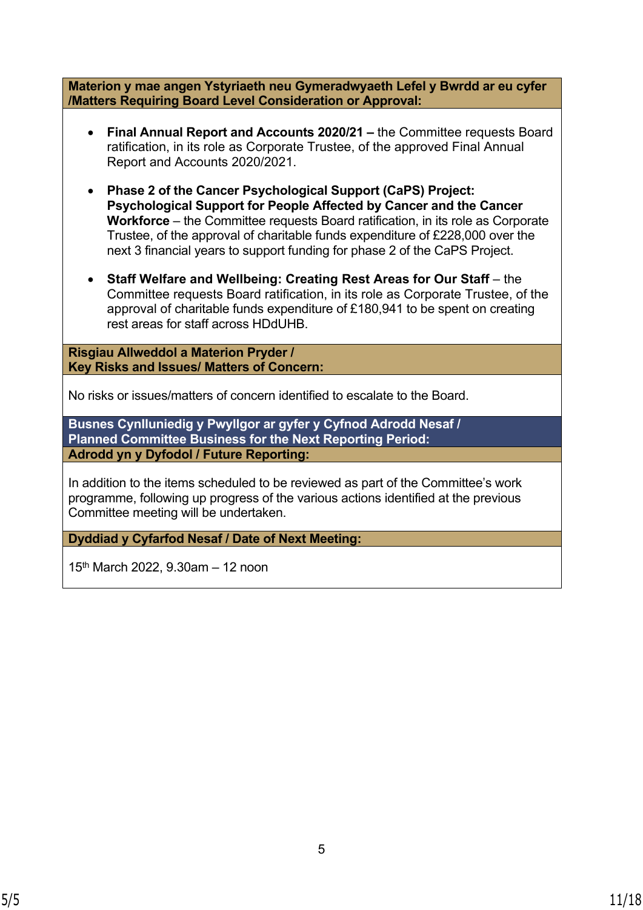**Materion y mae angen Ystyriaeth neu Gymeradwyaeth Lefel y Bwrdd ar eu cyfer /Matters Requiring Board Level Consideration or Approval:**

- **Final Annual Report and Accounts 2020/21 –** the Committee requests Board ratification, in its role as Corporate Trustee, of the approved Final Annual Report and Accounts 2020/2021.
- **Phase 2 of the Cancer Psychological Support (CaPS) Project: Psychological Support for People Affected by Cancer and the Cancer Workforce** – the Committee requests Board ratification, in its role as Corporate Trustee, of the approval of charitable funds expenditure of £228,000 over the next 3 financial years to support funding for phase 2 of the CaPS Project.
- **Staff Welfare and Wellbeing: Creating Rest Areas for Our Staff** – the Committee requests Board ratification, in its role as Corporate Trustee, of the approval of charitable funds expenditure of £180,941 to be spent on creating rest areas for staff across HDdUHB.

**Risgiau Allweddol a Materion Pryder / Key Risks and Issues/ Matters of Concern:**

No risks or issues/matters of concern identified to escalate to the Board.

**Busnes Cynlluniedig y Pwyllgor ar gyfer y Cyfnod Adrodd Nesaf / Planned Committee Business for the Next Reporting Period:**

**Adrodd yn y Dyfodol / Future Reporting:**

In addition to the items scheduled to be reviewed as part of the Committee's work programme, following up progress of the various actions identified at the previous Committee meeting will be undertaken.

**Dyddiad y Cyfarfod Nesaf / Date of Next Meeting:**

15th March 2022, 9.30am – 12 noon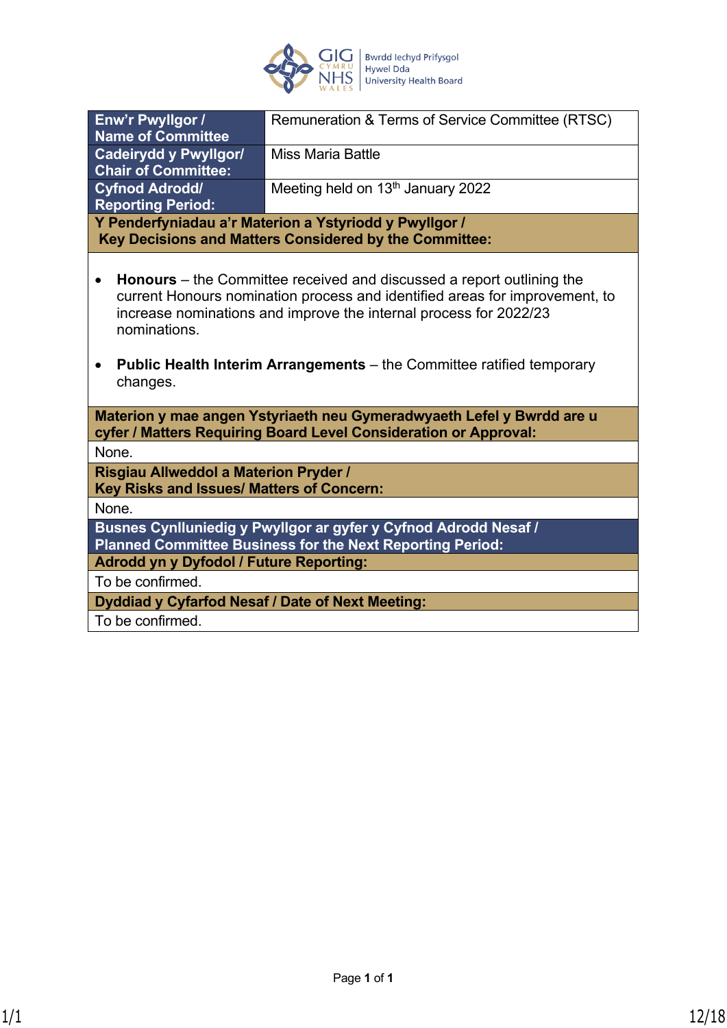| Enw'r Pwyllgor / Name of Committee | Remuneration & Terms of Service Committee (RTSC) |
|---|---|
| Cadeirydd y Pwyllgor/ Chair of Committee: | Miss Maria Battle |
| Cyfnod Adrodd/ Reporting Period: | Meeting held on 13th January 2022 |

**Y Penderfyniadau a'r Materion a Ystyriodd y Pwyllgor / Key Decisions and Matters Considered by the Committee:**

- **Honours** – the Committee received and discussed a report outlining the current Honours nomination process and identified areas for improvement, to increase nominations and improve the internal process for 2022/23 nominations.
- **Public Health Interim Arrangements** – the Committee ratified temporary changes.

**Materion y mae angen Ystyriaeth neu Gymeradwyaeth Lefel y Bwrdd are u cyfer / Matters Requiring Board Level Consideration or Approval:**

None.

**Risgiau Allweddol a Materion Pryder / Key Risks and Issues/ Matters of Concern:**

None.

**Busnes Cynlluniedig y Pwyllgor ar gyfer y Cyfnod Adrodd Nesaf / Planned Committee Business for the Next Reporting Period:**

**Adrodd yn y Dyfodol / Future Reporting:**

To be confirmed.

**Dyddiad y Cyfarfod Nesaf / Date of Next Meeting:**

To be confirmed.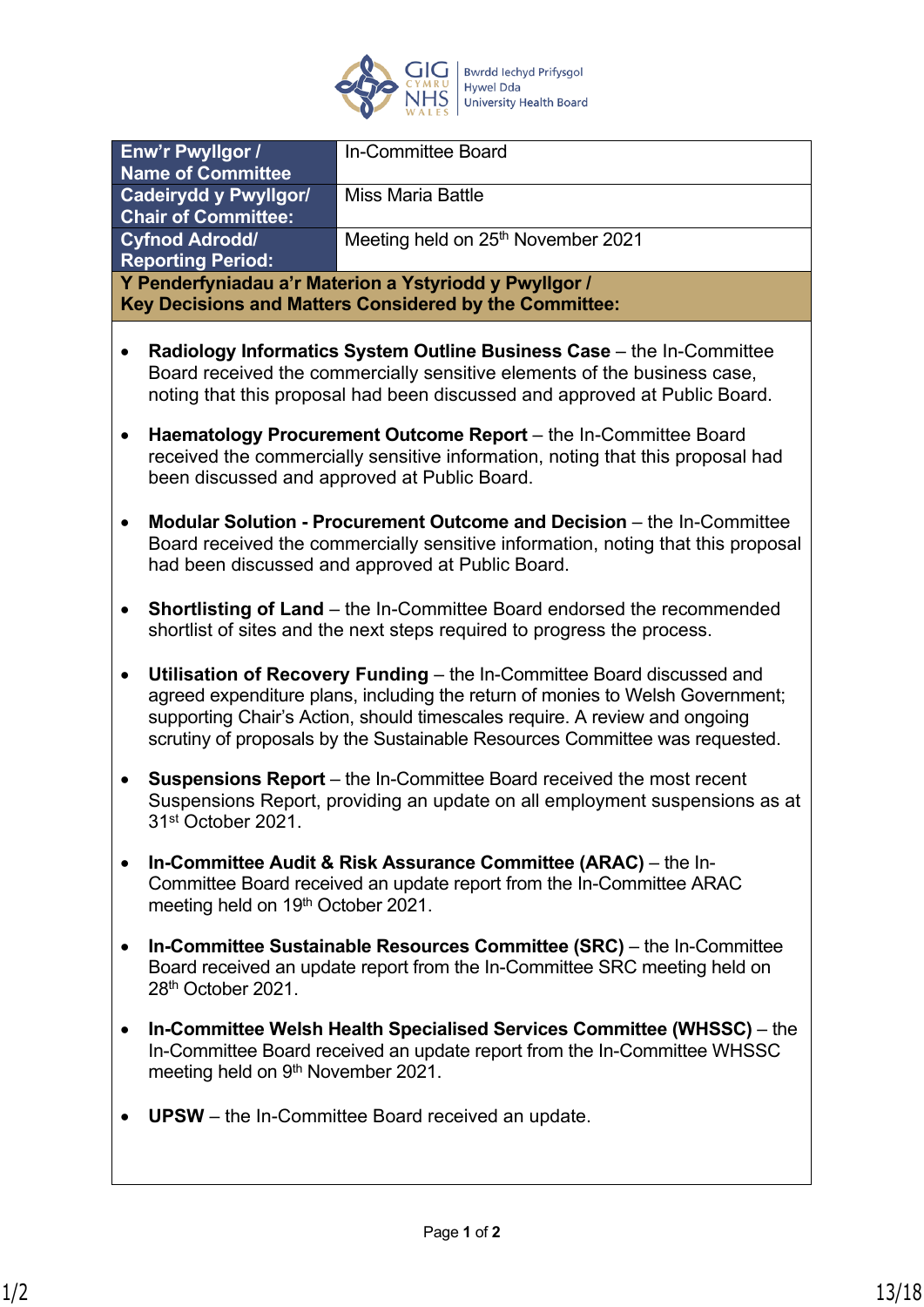| Enw'r Pwyllgor / Name of Committee | In-Committee Board |
|---|---|
| Cadeirydd y Pwyllgor/ Chair of Committee: | Miss Maria Battle |
| Cyfnod Adrodd/ Reporting Period: | Meeting held on 25th November 2021 |

**Y Penderfyniadau a'r Materion a Ystyriodd y Pwyllgor / Key Decisions and Matters Considered by the Committee:**

- **Radiology Informatics System Outline Business Case** – the In-Committee Board received the commercially sensitive elements of the business case, noting that this proposal had been discussed and approved at Public Board.
- **Haematology Procurement Outcome Report** – the In-Committee Board received the commercially sensitive information, noting that this proposal had been discussed and approved at Public Board.
- **Modular Solution - Procurement Outcome and Decision** – the In-Committee Board received the commercially sensitive information, noting that this proposal had been discussed and approved at Public Board.
- **Shortlisting of Land** – the In-Committee Board endorsed the recommended shortlist of sites and the next steps required to progress the process.
- **Utilisation of Recovery Funding** – the In-Committee Board discussed and agreed expenditure plans, including the return of monies to Welsh Government; supporting Chair's Action, should timescales require. A review and ongoing scrutiny of proposals by the Sustainable Resources Committee was requested.
- **Suspensions Report** – the In-Committee Board received the most recent Suspensions Report, providing an update on all employment suspensions as at 31st October 2021.
- **In-Committee Audit & Risk Assurance Committee (ARAC)** – the In-Committee Board received an update report from the In-Committee ARAC meeting held on 19th October 2021.
- **In-Committee Sustainable Resources Committee (SRC)** – the In-Committee Board received an update report from the In-Committee SRC meeting held on 28th October 2021.
- **In-Committee Welsh Health Specialised Services Committee (WHSSC)** – the In-Committee Board received an update report from the In-Committee WHSSC meeting held on 9th November 2021.
- **UPSW** – the In-Committee Board received an update.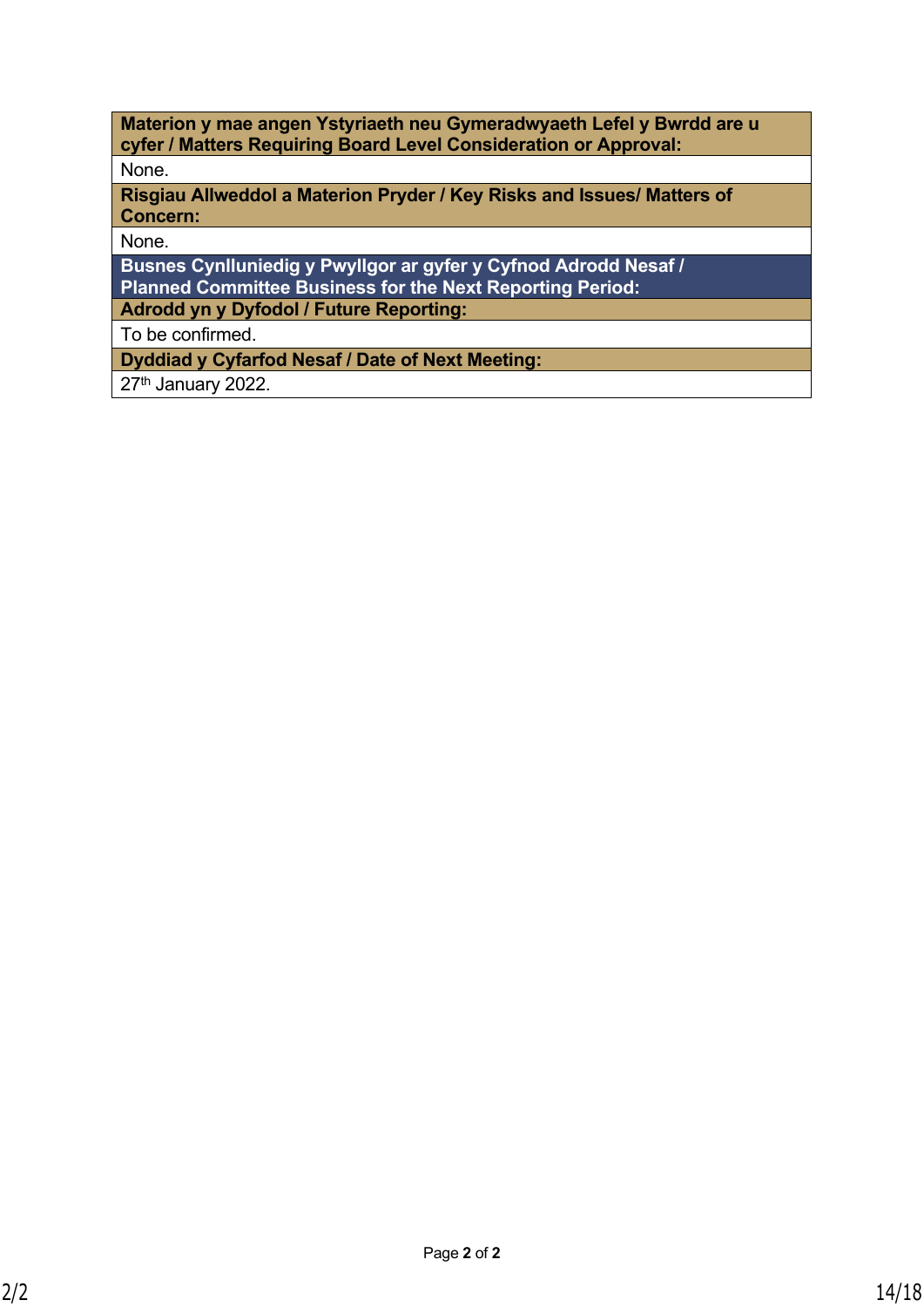| Materion y mae angen Ystyriaeth neu Gymeradwyaeth Lefel y Bwrdd are u cyfer / Matters Requiring Board Level Consideration or Approval: |
|---|
| None. |
| **Risgiau Allweddol a Materion Pryder / Key Risks and Issues/ Matters of Concern:** |
| None. |
| **Busnes Cynlluniedig y Pwyllgor ar gyfer y Cyfnod Adrodd Nesaf / Planned Committee Business for the Next Reporting Period:** |
| **Adrodd yn y Dyfodol / Future Reporting:** |
| To be confirmed. |
| **Dyddiad y Cyfarfod Nesaf / Date of Next Meeting:** |
| 27th January 2022. |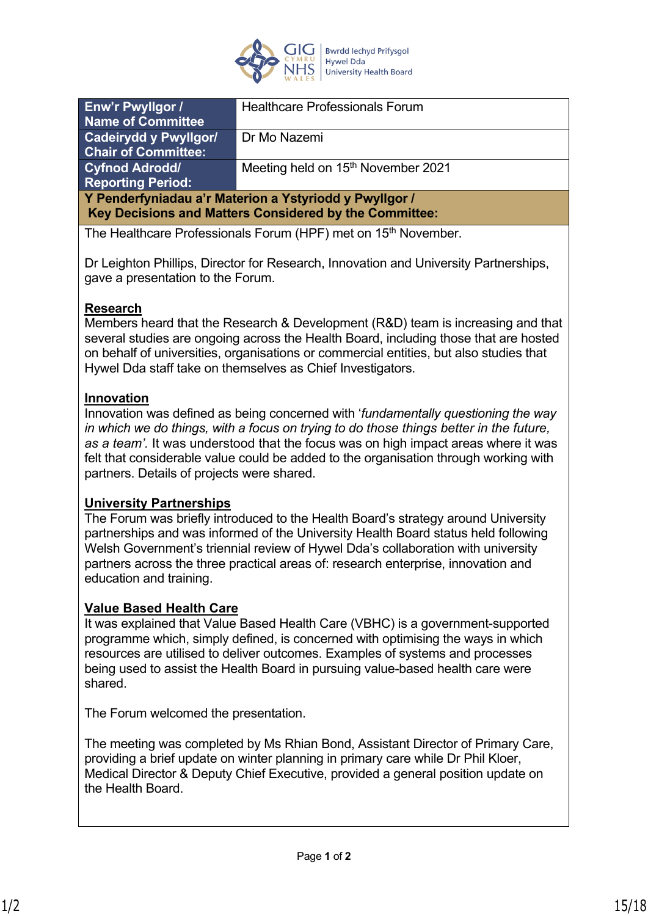| Enw'r Pwyllgor / Name of Committee | Healthcare Professionals Forum |
|---|---|
| Cadeirydd y Pwyllgor/ Chair of Committee: | Dr Mo Nazemi |
| Cyfnod Adrodd/ Reporting Period: | Meeting held on 15th November 2021 |

**Y Penderfyniadau a'r Materion a Ystyriodd y Pwyllgor / Key Decisions and Matters Considered by the Committee:**

The Healthcare Professionals Forum (HPF) met on 15th November.

Dr Leighton Phillips, Director for Research, Innovation and University Partnerships, gave a presentation to the Forum.

**Research**

Members heard that the Research & Development (R&D) team is increasing and that several studies are ongoing across the Health Board, including those that are hosted on behalf of universities, organisations or commercial entities, but also studies that Hywel Dda staff take on themselves as Chief Investigators.

**Innovation**

Innovation was defined as being concerned with '*fundamentally questioning the way in which we do things, with a focus on trying to do those things better in the future, as a team'.* It was understood that the focus was on high impact areas where it was felt that considerable value could be added to the organisation through working with partners. Details of projects were shared.

**University Partnerships**

The Forum was briefly introduced to the Health Board's strategy around University partnerships and was informed of the University Health Board status held following Welsh Government's triennial review of Hywel Dda's collaboration with university partners across the three practical areas of: research enterprise, innovation and education and training.

**Value Based Health Care**

It was explained that Value Based Health Care (VBHC) is a government-supported programme which, simply defined, is concerned with optimising the ways in which resources are utilised to deliver outcomes. Examples of systems and processes being used to assist the Health Board in pursuing value-based health care were shared.

The Forum welcomed the presentation.

The meeting was completed by Ms Rhian Bond, Assistant Director of Primary Care, providing a brief update on winter planning in primary care while Dr Phil Kloer, Medical Director & Deputy Chief Executive, provided a general position update on the Health Board.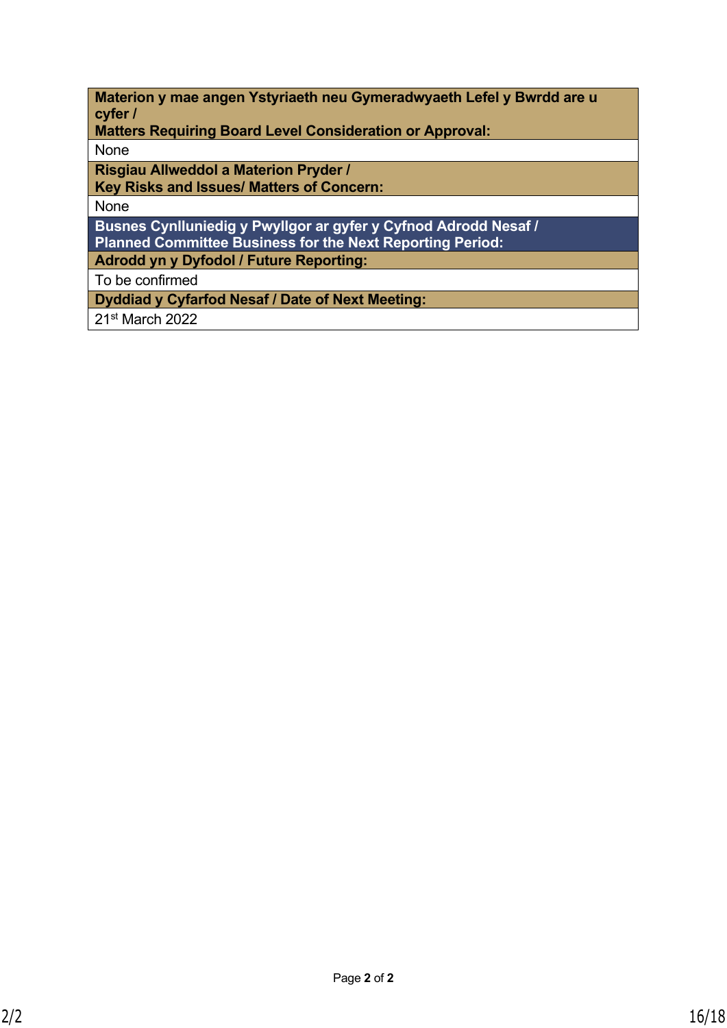| **Materion y mae angen Ystyriaeth neu Gymeradwyaeth Lefel y Bwrdd are u cyfer / Matters Requiring Board Level Consideration or Approval:** |
|---|
| None |
| **Risgiau Allweddol a Materion Pryder / Key Risks and Issues/ Matters of Concern:** |
| None |
| **Busnes Cynlluniedig y Pwyllgor ar gyfer y Cyfnod Adrodd Nesaf / Planned Committee Business for the Next Reporting Period:** |
| **Adrodd yn y Dyfodol / Future Reporting:** |
| To be confirmed |
| **Dyddiad y Cyfarfod Nesaf / Date of Next Meeting:** |
| 21st March 2022 |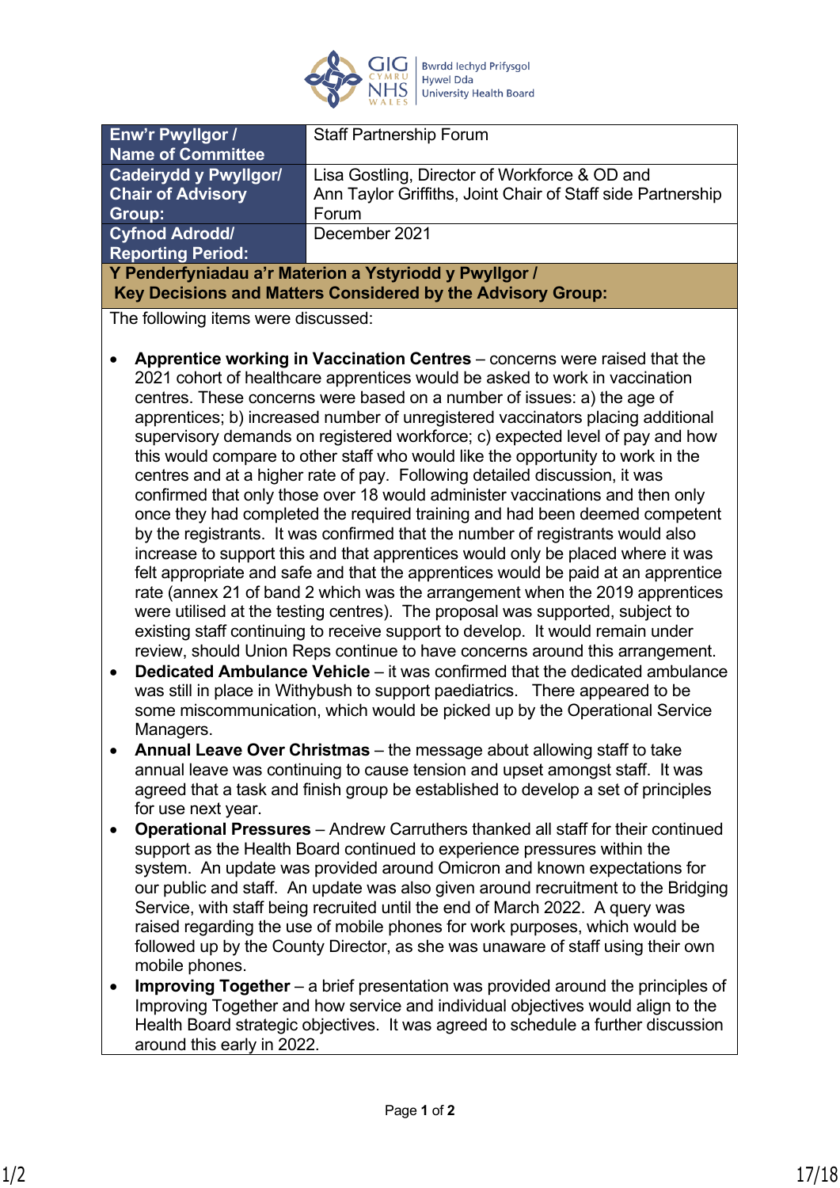| **Enw'r Pwyllgor / Name of Committee** | Staff Partnership Forum |
|---|---|
| **Cadeirydd y Pwyllgor/ Chair of Advisory Group:** | Lisa Gostling, Director of Workforce & OD and Ann Taylor Griffiths, Joint Chair of Staff side Partnership Forum |
| **Cyfnod Adrodd/ Reporting Period:** | December 2021 |

**Y Penderfyniadau a'r Materion a Ystyriodd y Pwyllgor / Key Decisions and Matters Considered by the Advisory Group:**

The following items were discussed:

- **Apprentice working in Vaccination Centres** – concerns were raised that the 2021 cohort of healthcare apprentices would be asked to work in vaccination centres. These concerns were based on a number of issues: a) the age of apprentices; b) increased number of unregistered vaccinators placing additional supervisory demands on registered workforce; c) expected level of pay and how this would compare to other staff who would like the opportunity to work in the centres and at a higher rate of pay. Following detailed discussion, it was confirmed that only those over 18 would administer vaccinations and then only once they had completed the required training and had been deemed competent by the registrants. It was confirmed that the number of registrants would also increase to support this and that apprentices would only be placed where it was felt appropriate and safe and that the apprentices would be paid at an apprentice rate (annex 21 of band 2 which was the arrangement when the 2019 apprentices were utilised at the testing centres). The proposal was supported, subject to existing staff continuing to receive support to develop. It would remain under review, should Union Reps continue to have concerns around this arrangement.
- **Dedicated Ambulance Vehicle** – it was confirmed that the dedicated ambulance was still in place in Withybush to support paediatrics. There appeared to be some miscommunication, which would be picked up by the Operational Service Managers.
- **Annual Leave Over Christmas** – the message about allowing staff to take annual leave was continuing to cause tension and upset amongst staff. It was agreed that a task and finish group be established to develop a set of principles for use next year.
- **Operational Pressures** – Andrew Carruthers thanked all staff for their continued support as the Health Board continued to experience pressures within the system. An update was provided around Omicron and known expectations for our public and staff. An update was also given around recruitment to the Bridging Service, with staff being recruited until the end of March 2022. A query was raised regarding the use of mobile phones for work purposes, which would be followed up by the County Director, as she was unaware of staff using their own mobile phones.
- **Improving Together** – a brief presentation was provided around the principles of Improving Together and how service and individual objectives would align to the Health Board strategic objectives. It was agreed to schedule a further discussion around this early in 2022.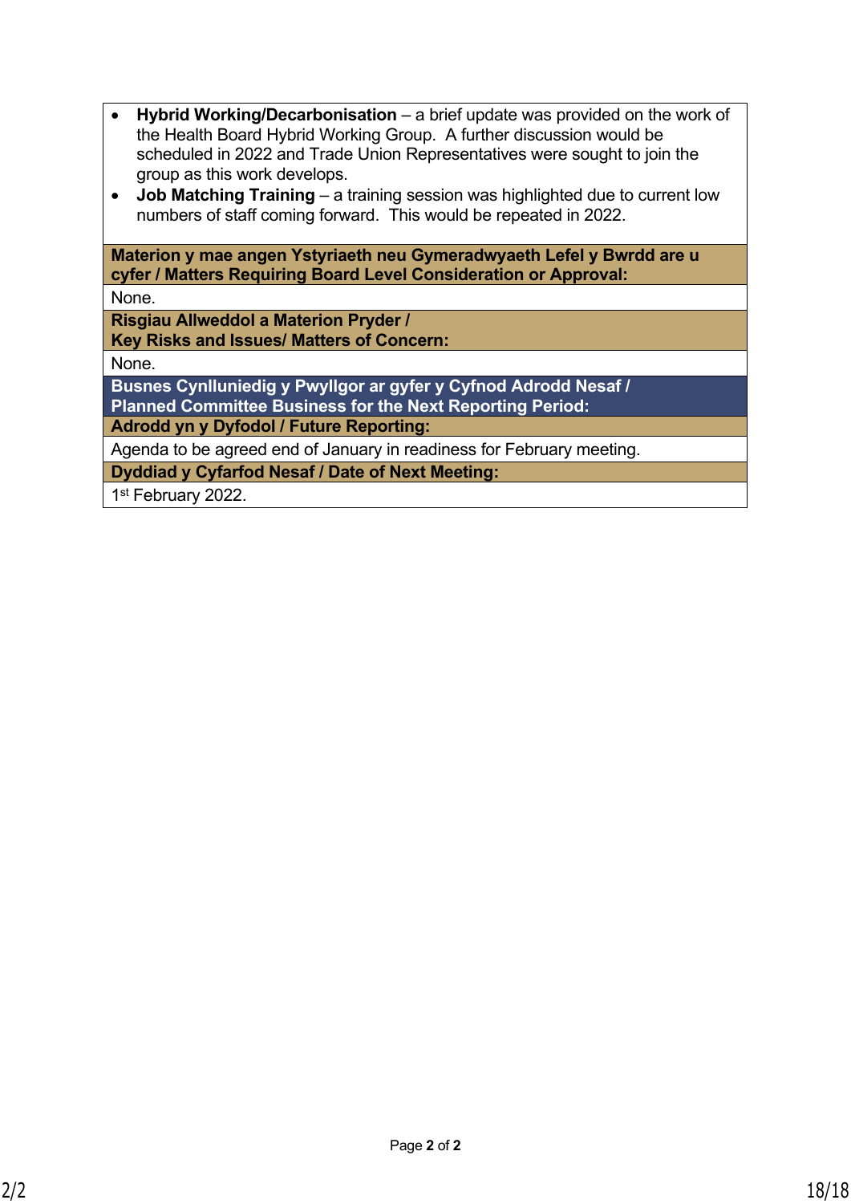- **Hybrid Working/Decarbonisation** – a brief update was provided on the work of the Health Board Hybrid Working Group. A further discussion would be scheduled in 2022 and Trade Union Representatives were sought to join the group as this work develops.
- **Job Matching Training** – a training session was highlighted due to current low numbers of staff coming forward. This would be repeated in 2022.

**Materion y mae angen Ystyriaeth neu Gymeradwyaeth Lefel y Bwrdd are u cyfer / Matters Requiring Board Level Consideration or Approval:**

None.

**Risgiau Allweddol a Materion Pryder / Key Risks and Issues/ Matters of Concern:**

None.

**Busnes Cynlluniedig y Pwyllgor ar gyfer y Cyfnod Adrodd Nesaf / Planned Committee Business for the Next Reporting Period:**

**Adrodd yn y Dyfodol / Future Reporting:**

Agenda to be agreed end of January in readiness for February meeting.

**Dyddiad y Cyfarfod Nesaf / Date of Next Meeting:**

1st February 2022.